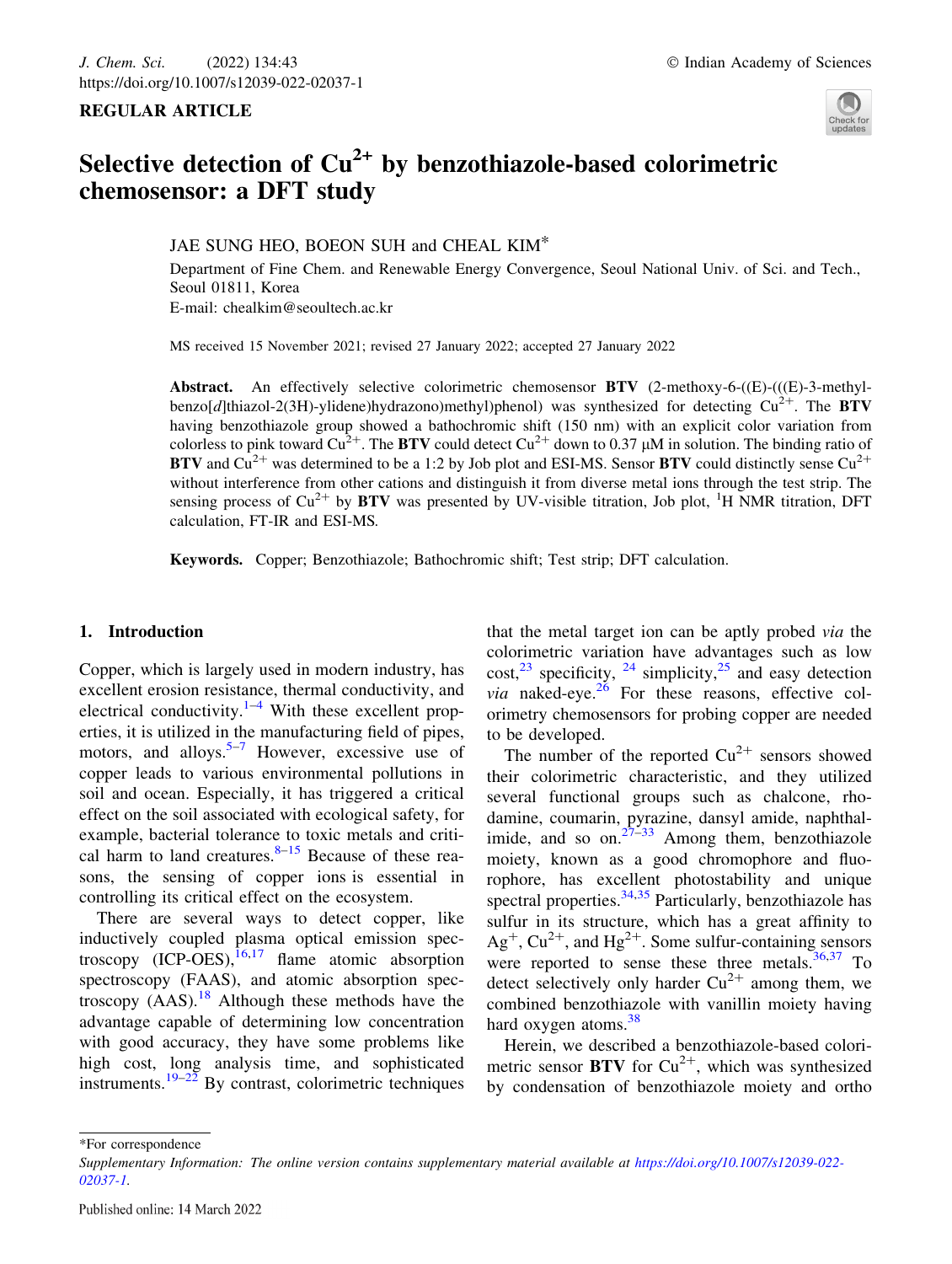REGULAR ARTICLE

# Selective detection of $Cu^{2+}$ by benzothiazole-based colorimetric chemosensor: a DFT study

JAE SUNG HEO, BOEON SUH and CHEAL KIM*

Department of Fine Chem. and Renewable Energy Convergence, Seoul National Univ. of Sci. and Tech., Seoul 01811, Korea

E-mail: chealkim@seoultech.ac.kr

MS received 15 November 2021; revised 27 January 2022; accepted 27 January 2022

**Abstract.** An effectively selective colorimetric chemosensor **BTV** (2-methoxy-6-((E)-(((E)-3-methylbenzo[*d*]thiazol-2(3H)-ylidene)hydrazono)methyl)phenol) was synthesized for detecting $Cu^{2+}$. The **BTV** having benzothiazole group showed a bathochromic shift (150 nm) with an explicit color variation from colorless to pink toward $Cu^{2+}$. The **BTV** could detect $Cu^{2+}$ down to 0.37 μM in solution. The binding ratio of **BTV** and $Cu^{2+}$ was determined to be a 1:2 by Job plot and ESI-MS. Sensor **BTV** could distinctly sense $Cu^{2+}$ without interference from other cations and distinguish it from diverse metal ions through the test strip. The sensing process of $Cu^{2+}$ by **BTV** was presented by UV-visible titration, Job plot, $^1$H NMR titration, DFT calculation, FT-IR and ESI-MS.

**Keywords.** Copper; Benzothiazole; Bathochromic shift; Test strip; DFT calculation.

## 1. Introduction

Copper, which is largely used in modern industry, has excellent erosion resistance, thermal conductivity, and electrical conductivity.[1–4] With these excellent properties, it is utilized in the manufacturing field of pipes, motors, and alloys.[5–7] However, excessive use of copper leads to various environmental pollutions in soil and ocean. Especially, it has triggered a critical effect on the soil associated with ecological safety, for example, bacterial tolerance to toxic metals and critical harm to land creatures.[8–15] Because of these reasons, the sensing of copper ions is essential in controlling its critical effect on the ecosystem.

There are several ways to detect copper, like inductively coupled plasma optical emission spectroscopy (ICP-OES),[16,17] flame atomic absorption spectroscopy (FAAS), and atomic absorption spectroscopy (AAS).[18] Although these methods have the advantage capable of determining low concentration with good accuracy, they have some problems like high cost, long analysis time, and sophisticated instruments.[19–22] By contrast, colorimetric techniques that the metal target ion can be aptly probed *via* the colorimetric variation have advantages such as low cost,[23] specificity, [24] simplicity,[25] and easy detection *via* naked-eye.[26] For these reasons, effective colorimetric chemosensors for probing copper are needed to be developed.

The number of the reported $Cu^{2+}$ sensors showed their colorimetric characteristic, and they utilized several functional groups such as chalcone, rhodamine, coumarin, pyrazine, dansyl amide, naphthalimide, and so on.[27–33] Among them, benzothiazole moiety, known as a good chromophore and fluorophore, has excellent photostability and unique spectral properties.[34,35] Particularly, benzothiazole has sulfur in its structure, which has a great affinity to $Ag^{+}$, $Cu^{2+}$, and $Hg^{2+}$. Some sulfur-containing sensors were reported to sense these three metals.[36,37] To detect selectively only harder $Cu^{2+}$ among them, we combined benzothiazole with vanillin moiety having hard oxygen atoms.[38]

Herein, we described a benzothiazole-based colorimetric sensor **BTV** for $Cu^{2+}$, which was synthesized by condensation of benzothiazole moiety and ortho

*For correspondence

*Supplementary Information: The online version contains supplementary material available at https://doi.org/10.1007/s12039-022-02037-1.*

Published online: 14 March 2022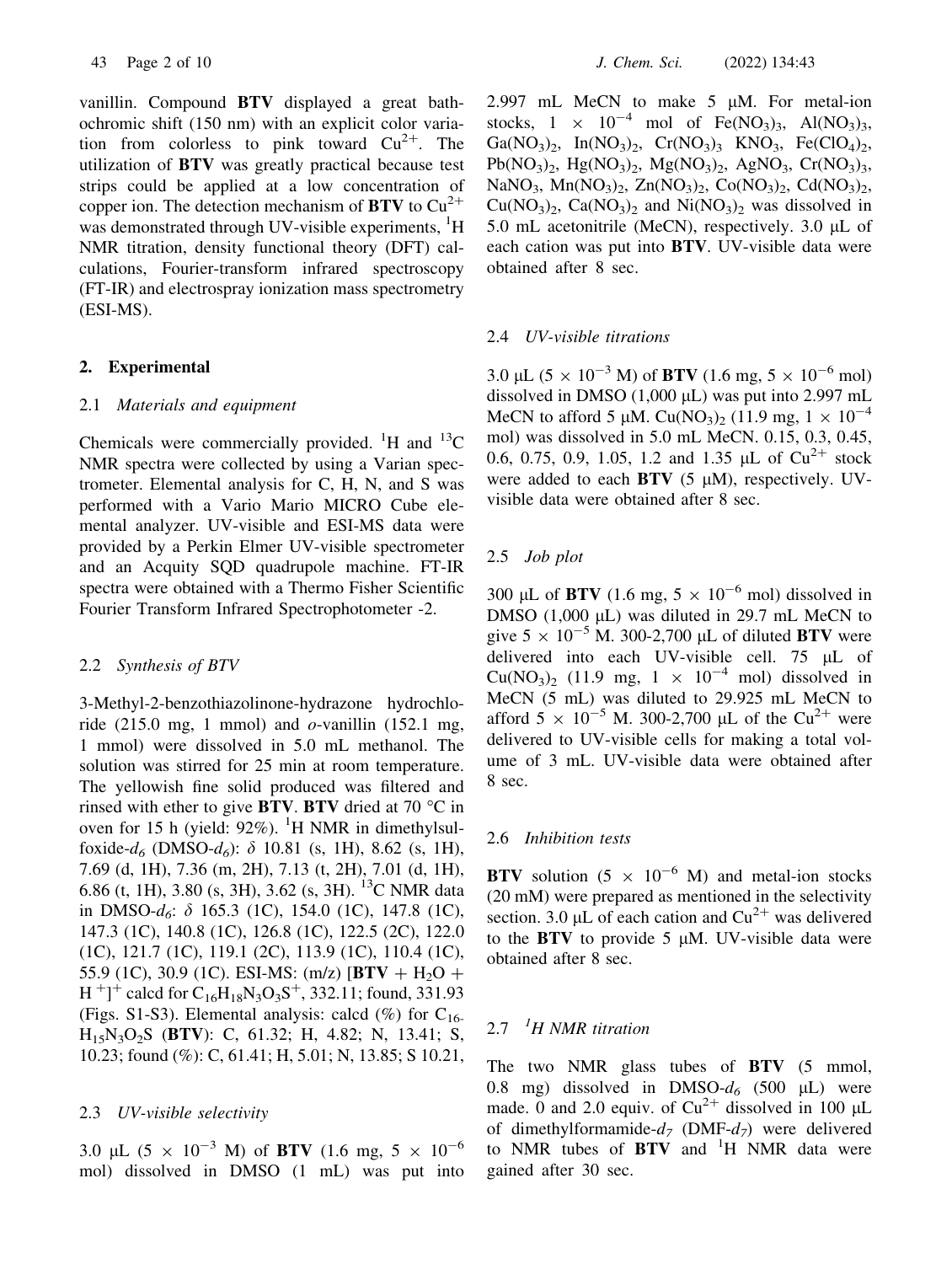vanillin. Compound **BTV** displayed a great bathochromic shift (150 nm) with an explicit color variation from colorless to pink toward $Cu^{2+}$. The utilization of **BTV** was greatly practical because test strips could be applied at a low concentration of copper ion. The detection mechanism of **BTV** to $Cu^{2+}$ was demonstrated through UV-visible experiments, $^1H$ NMR titration, density functional theory (DFT) calculations, Fourier-transform infrared spectroscopy (FT-IR) and electrospray ionization mass spectrometry (ESI-MS).

## 2. Experimental

### 2.1 *Materials and equipment*

Chemicals were commercially provided. $^1H$ and $^{13}C$ NMR spectra were collected by using a Varian spectrometer. Elemental analysis for C, H, N, and S was performed with a Vario Mario MICRO Cube elemental analyzer. UV-visible and ESI-MS data were provided by a Perkin Elmer UV-visible spectrometer and an Acquity SQD quadrupole machine. FT-IR spectra were obtained with a Thermo Fisher Scientific Fourier Transform Infrared Spectrophotometer -2.

### 2.2 *Synthesis of BTV*

3-Methyl-2-benzothiazolinone-hydrazone hydrochloride (215.0 mg, 1 mmol) and *o*-vanillin (152.1 mg, 1 mmol) were dissolved in 5.0 mL methanol. The solution was stirred for 25 min at room temperature. The yellowish fine solid produced was filtered and rinsed with ether to give **BTV**. **BTV** dried at 70 °C in oven for 15 h (yield: 92%). $^1H$ NMR in dimethylsulfoxide-$d_6$ (DMSO-$d_6$): $\delta$ 10.81 (s, 1H), 8.62 (s, 1H), 7.69 (d, 1H), 7.36 (m, 2H), 7.13 (t, 2H), 7.01 (d, 1H), 6.86 (t, 1H), 3.80 (s, 3H), 3.62 (s, 3H). $^{13}C$ NMR data in DMSO-$d_6$: $\delta$ 165.3 (1C), 154.0 (1C), 147.8 (1C), 147.3 (1C), 140.8 (1C), 126.8 (1C), 122.5 (2C), 122.0 (1C), 121.7 (1C), 119.1 (2C), 113.9 (1C), 110.4 (1C), 55.9 (1C), 30.9 (1C). ESI-MS: (m/z) $[\mathbf{BTV} + H_2O + H^+]^+$ calcd for $C_{16}H_{18}N_3O_3S^+$, 332.11; found, 331.93 (Figs. S1-S3). Elemental analysis: calcd (%) for $C_{16}H_{15}N_3O_2S$ (**BTV**): C, 61.32; H, 4.82; N, 13.41; S, 10.23; found (%): C, 61.41; H, 5.01; N, 13.85; S 10.21,

### 2.3 *UV-visible selectivity*

3.0 μL ($5 \times 10^{-3}$ M) of **BTV** (1.6 mg, $5 \times 10^{-6}$ mol) dissolved in DMSO (1 mL) was put into 2.997 mL MeCN to make 5 μM. For metal-ion stocks, $1 \times 10^{-4}$ mol of $Fe(NO_3)_3$, $Al(NO_3)_3$, $Ga(NO_3)_2$, $In(NO_3)_2$, $Cr(NO_3)_3$ $KNO_3$, $Fe(ClO_4)_2$, $Pb(NO_3)_2$, $Hg(NO_3)_2$, $Mg(NO_3)_2$, $AgNO_3$, $Cr(NO_3)_3$, $NaNO_3$, $Mn(NO_3)_2$, $Zn(NO_3)_2$, $Co(NO_3)_2$, $Cd(NO_3)_2$, $Cu(NO_3)_2$, $Ca(NO_3)_2$ and $Ni(NO_3)_2$ was dissolved in 5.0 mL acetonitrile (MeCN), respectively. 3.0 μL of each cation was put into **BTV**. UV-visible data were obtained after 8 sec.

### 2.4 *UV-visible titrations*

3.0 μL ($5 \times 10^{-3}$ M) of **BTV** (1.6 mg, $5 \times 10^{-6}$ mol) dissolved in DMSO (1,000 μL) was put into 2.997 mL MeCN to afford 5 μM. $Cu(NO_3)_2$ (11.9 mg, $1 \times 10^{-4}$ mol) was dissolved in 5.0 mL MeCN. 0.15, 0.3, 0.45, 0.6, 0.75, 0.9, 1.05, 1.2 and 1.35 μL of $Cu^{2+}$ stock were added to each **BTV** (5 μM), respectively. UV-visible data were obtained after 8 sec.

### 2.5 *Job plot*

300 μL of **BTV** (1.6 mg, $5 \times 10^{-6}$ mol) dissolved in DMSO (1,000 μL) was diluted in 29.7 mL MeCN to give $5 \times 10^{-5}$ M. 300-2,700 μL of diluted **BTV** were delivered into each UV-visible cell. 75 μL of $Cu(NO_3)_2$ (11.9 mg, $1 \times 10^{-4}$ mol) dissolved in MeCN (5 mL) was diluted to 29.925 mL MeCN to afford $5 \times 10^{-5}$ M. 300-2,700 μL of the $Cu^{2+}$ were delivered to UV-visible cells for making a total volume of 3 mL. UV-visible data were obtained after 8 sec.

### 2.6 *Inhibition tests*

**BTV** solution ($5 \times 10^{-6}$ M) and metal-ion stocks (20 mM) were prepared as mentioned in the selectivity section. 3.0 μL of each cation and $Cu^{2+}$ was delivered to the **BTV** to provide 5 μM. UV-visible data were obtained after 8 sec.

### 2.7 *$^1H$ NMR titration*

The two NMR glass tubes of **BTV** (5 mmol, 0.8 mg) dissolved in DMSO-$d_6$ (500 μL) were made. 0 and 2.0 equiv. of $Cu^{2+}$ dissolved in 100 μL of dimethylformamide-$d_7$ (DMF-$d_7$) were delivered to NMR tubes of **BTV** and $^1H$ NMR data were gained after 30 sec.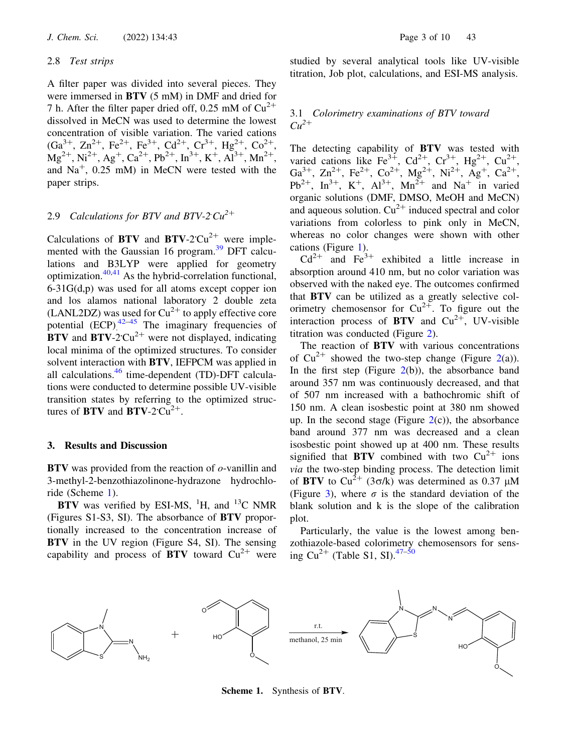### 2.8 *Test strips*

A filter paper was divided into several pieces. They were immersed in **BTV** (5 mM) in DMF and dried for 7 h. After the filter paper dried off, 0.25 mM of $Cu^{2+}$ dissolved in MeCN was used to determine the lowest concentration of visible variation. The varied cations ($Ga^{3+}$, $Zn^{2+}$, $Fe^{2+}$, $Fe^{3+}$, $Cd^{2+}$, $Cr^{3+}$, $Hg^{2+}$, $Co^{2+}$, $Mg^{2+}$, $Ni^{2+}$, $Ag^{+}$, $Ca^{2+}$, $Pb^{2+}$, $In^{3+}$, $K^{+}$, $Al^{3+}$, $Mn^{2+}$, and $Na^{+}$, 0.25 mM) in MeCN were tested with the paper strips.

### 2.9 *Calculations for BTV and BTV-2·$Cu^{2+}$*

Calculations of **BTV** and **BTV**-2·$Cu^{2+}$ were implemented with the Gaussian 16 program.[39] DFT calculations and B3LYP were applied for geometry optimization.[40,41] As the hybrid-correlation functional, 6-31G(d,p) was used for all atoms except copper ion and los alamos national laboratory 2 double zeta (LANL2DZ) was used for $Cu^{2+}$ to apply effective core potential (ECP).[42–45] The imaginary frequencies of **BTV** and **BTV**-2·$Cu^{2+}$ were not displayed, indicating local minima of the optimized structures. To consider solvent interaction with **BTV**, IEFPCM was applied in all calculations.[46] time-dependent (TD)-DFT calculations were conducted to determine possible UV-visible transition states by referring to the optimized structures of **BTV** and **BTV**-2·$Cu^{2+}$.

## 3. Results and Discussion

**BTV** was provided from the reaction of *o*-vanillin and 3-methyl-2-benzothiazolinone-hydrazone hydrochloride (Scheme 1).

**BTV** was verified by ESI-MS, $^1$H, and $^{13}$C NMR (Figures S1-S3, SI). The absorbance of **BTV** proportionally increased to the concentration increase of **BTV** in the UV region (Figure S4, SI). The sensing capability and process of **BTV** toward $Cu^{2+}$ were studied by several analytical tools like UV-visible titration, Job plot, calculations, and ESI-MS analysis.

### 3.1 *Colorimetry examinations of BTV toward $Cu^{2+}$*

The detecting capability of **BTV** was tested with varied cations like $Fe^{3+}$, $Cd^{2+}$, $Cr^{3+}$, $Hg^{2+}$, $Cu^{2+}$, $Ga^{3+}$, $Zn^{2+}$, $Fe^{2+}$, $Co^{2+}$, $Mg^{2+}$, $Ni^{2+}$, $Ag^{+}$, $Ca^{2+}$, $Pb^{2+}$, $In^{3+}$, $K^{+}$, $Al^{3+}$, $Mn^{2+}$ and $Na^{+}$ in varied organic solutions (DMF, DMSO, MeOH and MeCN) and aqueous solution. $Cu^{2+}$ induced spectral and color variations from colorless to pink only in MeCN, whereas no color changes were shown with other cations (Figure 1).

$Cd^{2+}$ and $Fe^{3+}$ exhibited a little increase in absorption around 410 nm, but no color variation was observed with the naked eye. The outcomes confirmed that **BTV** can be utilized as a greatly selective colorimetry chemosensor for $Cu^{2+}$. To figure out the interaction process of **BTV** and $Cu^{2+}$, UV-visible titration was conducted (Figure 2).

The reaction of **BTV** with various concentrations of $Cu^{2+}$ showed the two-step change (Figure 2(a)). In the first step (Figure 2(b)), the absorbance band around 357 nm was continuously decreased, and that of 507 nm increased with a bathochromic shift of 150 nm. A clean isosbestic point at 380 nm showed up. In the second stage (Figure 2(c)), the absorbance band around 377 nm was decreased and a clean isosbestic point showed up at 400 nm. These results signified that **BTV** combined with two $Cu^{2+}$ ions *via* the two-step binding process. The detection limit of **BTV** to $Cu^{2+}$ ($3\sigma/k$) was determined as 0.37 μM (Figure 3), where $\sigma$ is the standard deviation of the blank solution and k is the slope of the calibration plot.

Particularly, the value is the lowest among benzothiazole-based colorimetry chemosensors for sensing $Cu^{2+}$ (Table S1, SI).[47–50]

**Scheme 1.** Synthesis of **BTV**.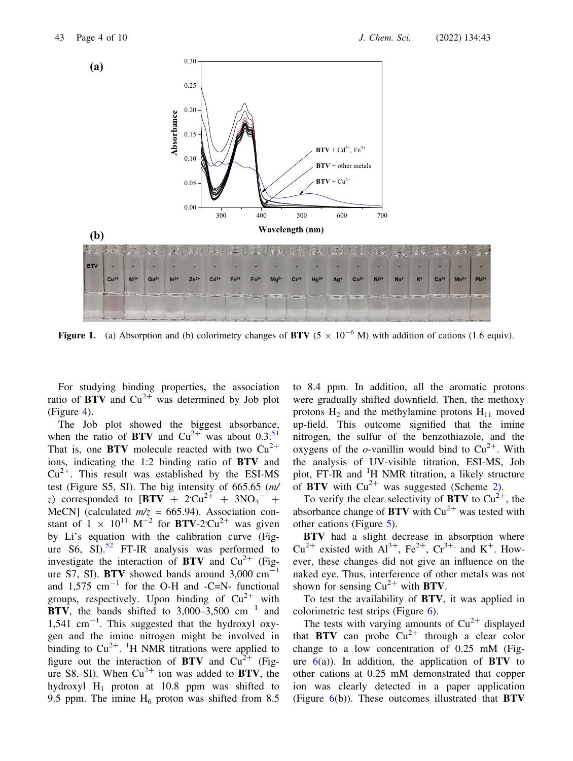**Figure 1.** (a) Absorption and (b) colorimetry changes of **BTV** ($5 \times 10^{-6}$ M) with addition of cations (1.6 equiv).

For studying binding properties, the association ratio of **BTV** and $Cu^{2+}$ was determined by Job plot (Figure 4).

The Job plot showed the biggest absorbance, when the ratio of **BTV** and $Cu^{2+}$ was about 0.3.[51] That is, one **BTV** molecule reacted with two $Cu^{2+}$ ions, indicating the 1:2 binding ratio of **BTV** and $Cu^{2+}$. This result was established by the ESI-MS test (Figure S5, SI). The big intensity of 665.65 (*m/z*) corresponded to [**BTV** + $2 \cdot Cu^{2+}$ + $3NO_3^-$ + MeCN] (calculated *m/z* = 665.94). Association constant of $1 \times 10^{11}$ $M^{-2}$ for **BTV**-$2 \cdot Cu^{2+}$ was given by Li's equation with the calibration curve (Figure S6, SI).[52] FT-IR analysis was performed to investigate the interaction of **BTV** and $Cu^{2+}$ (Figure S7, SI). **BTV** showed bands around 3,000 $cm^{-1}$ and 1,575 $cm^{-1}$ for the O-H and -C=N- functional groups, respectively. Upon binding of $Cu^{2+}$ with **BTV**, the bands shifted to 3,000–3,500 $cm^{-1}$ and 1,541 $cm^{-1}$. This suggested that the hydroxyl oxygen and the imine nitrogen might be involved in binding to $Cu^{2+}$. $^1$H NMR titrations were applied to figure out the interaction of **BTV** and $Cu^{2+}$ (Figure S8, SI). When $Cu^{2+}$ ion was added to **BTV**, the hydroxyl $H_1$ proton at 10.8 ppm was shifted to 9.5 ppm. The imine $H_6$ proton was shifted from 8.5 to 8.4 ppm. In addition, all the aromatic protons were gradually shifted downfield. Then, the methoxy protons $H_2$ and the methylamine protons $H_{11}$ moved up-field. This outcome signified that the imine nitrogen, the sulfur of the benzothiazole, and the oxygens of the *o*-vanillin would bind to $Cu^{2+}$. With the analysis of UV-visible titration, ESI-MS, Job plot, FT-IR and $^1$H NMR titration, a likely structure of **BTV** with $Cu^{2+}$ was suggested (Scheme 2).

To verify the clear selectivity of **BTV** to $Cu^{2+}$, the absorbance change of **BTV** with $Cu^{2+}$ was tested with other cations (Figure 5).

**BTV** had a slight decrease in absorption where $Cu^{2+}$ existed with $Al^{3+}$, $Fe^{2+}$, $Cr^{3+}$, and $K^+$. However, these changes did not give an influence on the naked eye. Thus, interference of other metals was not shown for sensing $Cu^{2+}$ with **BTV**.

To test the availability of **BTV**, it was applied in colorimetric test strips (Figure 6).

The tests with varying amounts of $Cu^{2+}$ displayed that **BTV** can probe $Cu^{2+}$ through a clear color change to a low concentration of 0.25 mM (Figure 6(a)). In addition, the application of **BTV** to other cations at 0.25 mM demonstrated that copper ion was clearly detected in a paper application (Figure 6(b)). These outcomes illustrated that **BTV**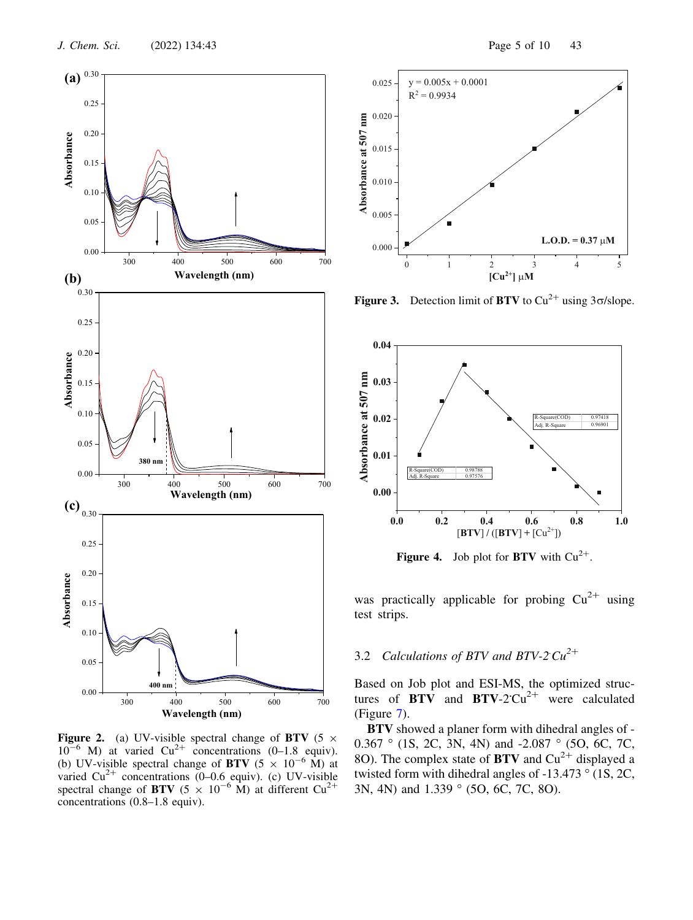Figure 2. (a) UV-visible spectral change of **BTV** ($5 \times 10^{-6}$ M) at varied $Cu^{2+}$ concentrations (0–1.8 equiv). (b) UV-visible spectral change of **BTV** ($5 \times 10^{-6}$ M) at varied $Cu^{2+}$ concentrations (0–0.6 equiv). (c) UV-visible spectral change of **BTV** ($5 \times 10^{-6}$ M) at different $Cu^{2+}$ concentrations (0.8–1.8 equiv).

Figure 3. Detection limit of **BTV** to $Cu^{2+}$ using 3σ/slope.

Figure 4. Job plot for **BTV** with $Cu^{2+}$.

was practically applicable for probing $Cu^{2+}$ using test strips.

### 3.2 *Calculations of BTV and BTV-2·$Cu^{2+}$*

Based on Job plot and ESI-MS, the optimized structures of **BTV** and **BTV**-2·$Cu^{2+}$ were calculated (Figure 7).

**BTV** showed a planer form with dihedral angles of -0.367 ° (1S, 2C, 3N, 4N) and -2.087 ° (5O, 6C, 7C, 8O). The complex state of **BTV** and $Cu^{2+}$ displayed a twisted form with dihedral angles of -13.473 ° (1S, 2C, 3N, 4N) and 1.339 ° (5O, 6C, 7C, 8O).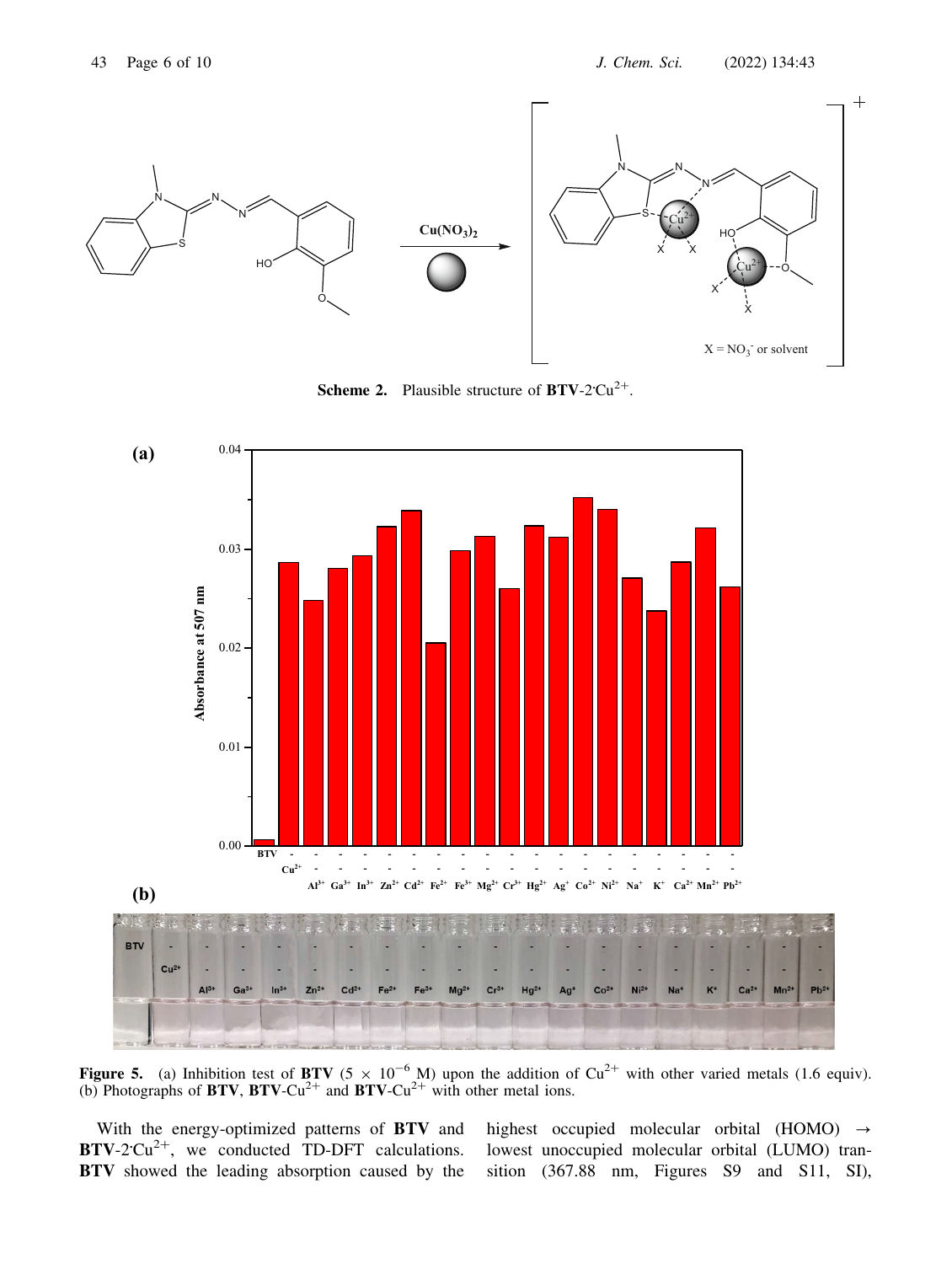**Scheme 2.** Plausible structure of **BTV**-2·$Cu^{2+}$.

**Figure 5.** (a) Inhibition test of **BTV** ($5 \times 10^{-6}$ M) upon the addition of $Cu^{2+}$ with other varied metals (1.6 equiv). (b) Photographs of **BTV**, **BTV**-$Cu^{2+}$ and **BTV**-$Cu^{2+}$ with other metal ions.

With the energy-optimized patterns of **BTV** and **BTV**-2·$Cu^{2+}$, we conducted TD-DFT calculations. **BTV** showed the leading absorption caused by the highest occupied molecular orbital (HOMO) → lowest unoccupied molecular orbital (LUMO) transition (367.88 nm, Figures S9 and S11, SI),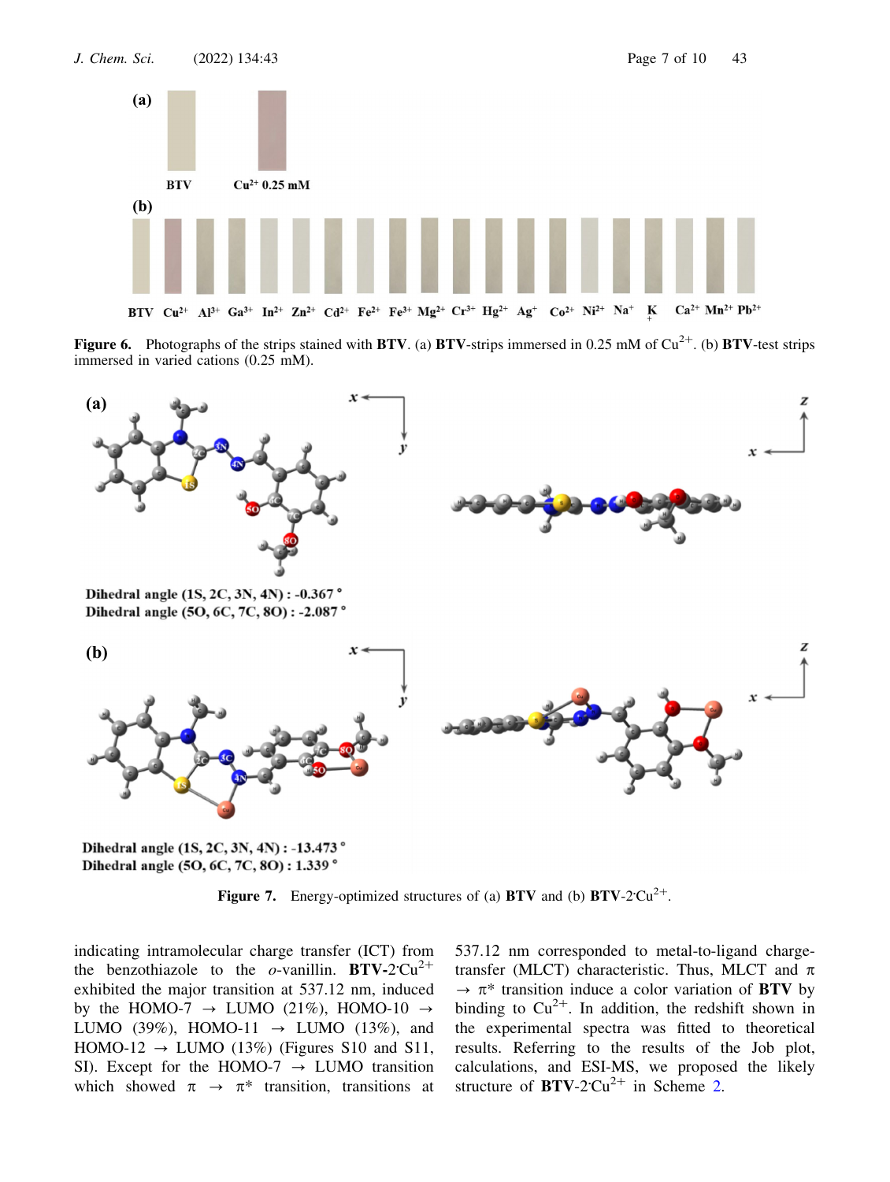**Figure 6.** Photographs of the strips stained with **BTV**. (a) **BTV**-strips immersed in 0.25 mM of $Cu^{2+}$. (b) **BTV**-test strips immersed in varied cations (0.25 mM).

**Figure 7.** Energy-optimized structures of (a) **BTV** and (b) **BTV**-2·$Cu^{2+}$.

indicating intramolecular charge transfer (ICT) from the benzothiazole to the *o*-vanillin. **BTV**-2·$Cu^{2+}$ exhibited the major transition at 537.12 nm, induced by the HOMO-7 → LUMO (21%), HOMO-10 → LUMO (39%), HOMO-11 → LUMO (13%), and HOMO-12 → LUMO (13%) (Figures S10 and S11, SI). Except for the HOMO-7 → LUMO transition which showed $\pi \rightarrow \pi^*$ transition, transitions at 537.12 nm corresponded to metal-to-ligand charge-transfer (MLCT) characteristic. Thus, MLCT and $\pi \rightarrow \pi^*$ transition induce a color variation of **BTV** by binding to $Cu^{2+}$. In addition, the redshift shown in the experimental spectra was fitted to theoretical results. Referring to the results of the Job plot, calculations, and ESI-MS, we proposed the likely structure of **BTV**-2·$Cu^{2+}$ in Scheme 2.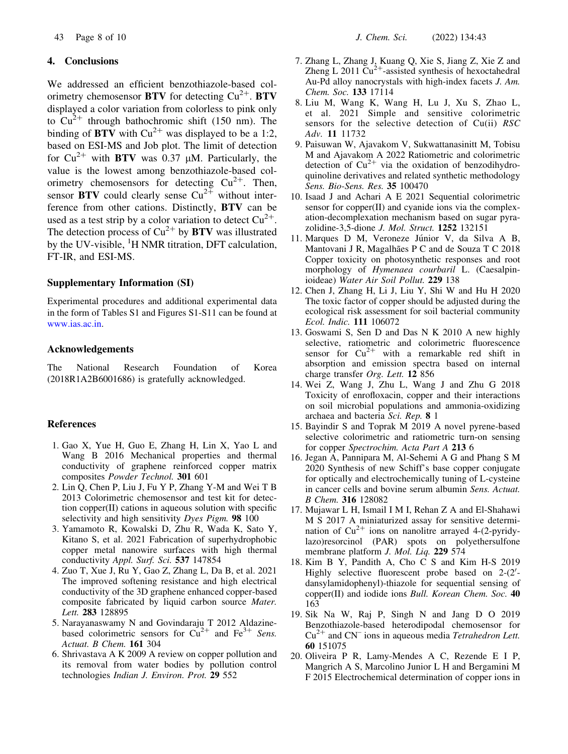## 4. Conclusions

We addressed an efficient benzothiazole-based colorimetry chemosensor **BTV** for detecting $Cu^{2+}$. **BTV** displayed a color variation from colorless to pink only to $Cu^{2+}$ through bathochromic shift (150 nm). The binding of **BTV** with $Cu^{2+}$ was displayed to be a 1:2, based on ESI-MS and Job plot. The limit of detection for $Cu^{2+}$ with **BTV** was 0.37 μM. Particularly, the value is the lowest among benzothiazole-based colorimetry chemosensors for detecting $Cu^{2+}$. Then, sensor **BTV** could clearly sense $Cu^{2+}$ without interference from other cations. Distinctly, **BTV** can be used as a test strip by a color variation to detect $Cu^{2+}$. The detection process of $Cu^{2+}$ by **BTV** was illustrated by the UV-visible, $^{1}$H NMR titration, DFT calculation, FT-IR, and ESI-MS.

### Supplementary Information (SI)

Experimental procedures and additional experimental data in the form of Tables S1 and Figures S1-S11 can be found at www.ias.ac.in.

### Acknowledgements

The National Research Foundation of Korea (2018R1A2B6001686) is gratefully acknowledged.

### References

1. Gao X, Yue H, Guo E, Zhang H, Lin X, Yao L and Wang B 2016 Mechanical properties and thermal conductivity of graphene reinforced copper matrix composites *Powder Technol.* **301** 601
2. Lin Q, Chen P, Liu J, Fu Y P, Zhang Y-M and Wei T B 2013 Colorimetric chemosensor and test kit for detection copper(II) cations in aqueous solution with specific selectivity and high sensitivity *Dyes Pigm.* **98** 100
3. Yamamoto R, Kowalski D, Zhu R, Wada K, Sato Y, Kitano S, et al. 2021 Fabrication of superhydrophobic copper metal nanowire surfaces with high thermal conductivity *Appl. Surf. Sci.* **537** 147854
4. Zuo T, Xue J, Ru Y, Gao Z, Zhang L, Da B, et al. 2021 The improved softening resistance and high electrical conductivity of the 3D graphene enhanced copper-based composite fabricated by liquid carbon source *Mater. Lett.* **283** 128895
5. Narayanaswamy N and Govindaraju T 2012 Aldazine-based colorimetric sensors for $Cu^{2+}$ and $Fe^{3+}$ *Sens. Actuat. B Chem.* **161** 304
6. Shrivastava A K 2009 A review on copper pollution and its removal from water bodies by pollution control technologies *Indian J. Environ. Prot.* **29** 552
7. Zhang L, Zhang J, Kuang Q, Xie S, Jiang Z, Xie Z and Zheng L 2011 $Cu^{2+}$-assisted synthesis of hexoctahedral Au-Pd alloy nanocrystals with high-index facets *J. Am. Chem. Soc.* **133** 17114
8. Liu M, Wang K, Wang H, Lu J, Xu S, Zhao L, et al. 2021 Simple and sensitive colorimetric sensors for the selective detection of Cu(ii) *RSC Adv.* **11** 11732
9. Paisuwan W, Ajavakom V, Sukwattanasinitt M, Tobisu M and Ajavakom A 2022 Ratiometric and colorimetric detection of $Cu^{2+}$ via the oxidation of benzodihydroquinoline derivatives and related synthetic methodology *Sens. Bio-Sens. Res.* **35** 100470
10. Isaad J and Achari A E 2021 Sequential colorimetric sensor for copper(II) and cyanide ions via the complexation-decomplexation mechanism based on sugar pyrazolidine-3,5-dione *J. Mol. Struct.* **1252** 132151
11. Marques D M, Veroneze Júnior V, da Silva A B, Mantovani J R, Magalhães P C and de Souza T C 2018 Copper toxicity on photosynthetic responses and root morphology of *Hymenaea courbaril* L. (Caesalpinioideae) *Water Air Soil Pollut.* **229** 138
12. Chen J, Zhang H, Li J, Liu Y, Shi W and Hu H 2020 The toxic factor of copper should be adjusted during the ecological risk assessment for soil bacterial community *Ecol. Indic.* **111** 106072
13. Goswami S, Sen D and Das N K 2010 A new highly selective, ratiometric and colorimetric fluorescence sensor for $Cu^{2+}$ with a remarkable red shift in absorption and emission spectra based on internal charge transfer *Org. Lett.* **12** 856
14. Wei Z, Wang J, Zhu L, Wang J and Zhu G 2018 Toxicity of enrofloxacin, copper and their interactions on soil microbial populations and ammonia-oxidizing archaea and bacteria *Sci. Rep.* **8** 1
15. Bayindir S and Toprak M 2019 A novel pyrene-based selective colorimetric and ratiometric turn-on sensing for copper *Spectrochim. Acta Part A* **213** 6
16. Jegan A, Pannipara M, Al-Sehemi A G and Phang S M 2020 Synthesis of new Schiff's base copper conjugate for optically and electrochemically tuning of L-cysteine in cancer cells and bovine serum albumin *Sens. Actuat. B Chem.* **316** 128082
17. Mujawar L H, Ismail I M I, Rehan Z A and El-Shahawi M S 2017 A miniaturized assay for sensitive determination of $Cu^{2+}$ ions on nanolitre arrayed 4-(2-pyridylazo)resorcinol (PAR) spots on polyethersulfone membrane platform *J. Mol. Liq.* **229** 574
18. Kim B Y, Pandith A, Cho C S and Kim H-S 2019 Highly selective fluorescent probe based on 2-(2′-dansylamidophenyl)-thiazole for sequential sensing of copper(II) and iodide ions *Bull. Korean Chem. Soc.* **40** 163
19. Sik Na W, Raj P, Singh N and Jang D O 2019 Benzothiazole-based heterodipodal chemosensor for $Cu^{2+}$ and $CN^{-}$ ions in aqueous media *Tetrahedron Lett.* **60** 151075
20. Oliveira P R, Lamy-Mendes A C, Rezende E I P, Mangrich A S, Marcolino Junior L H and Bergamini M F 2015 Electrochemical determination of copper ions in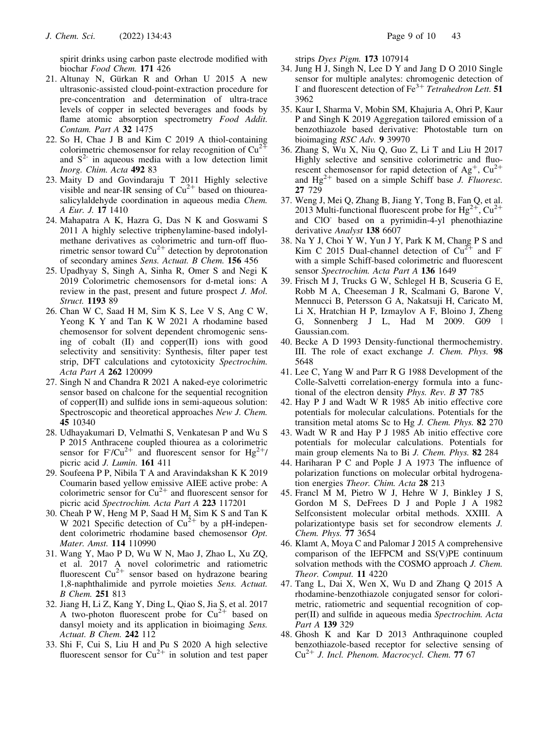spirit drinks using carbon paste electrode modified with biochar *Food Chem.* **171** 426

21. Altunay N, Gürkan R and Orhan U 2015 A new ultrasonic-assisted cloud-point-extraction procedure for pre-concentration and determination of ultra-trace levels of copper in selected beverages and foods by flame atomic absorption spectrometry *Food Addit. Contam. Part A* **32** 1475
22. So H, Chae J B and Kim C 2019 A thiol-containing colorimetric chemosensor for relay recognition of $Cu^{2+}$ and $S^{2-}$ in aqueous media with a low detection limit *Inorg. Chim. Acta* **492** 83
23. Maity D and Govindaraju T 2011 Highly selective visible and near-IR sensing of $Cu^{2+}$ based on thiourea-salicylaldehyde coordination in aqueous media *Chem. A Eur. J.* **17** 1410
24. Mahapatra A K, Hazra G, Das N K and Goswami S 2011 A highly selective triphenylamine-based indolylmethane derivatives as colorimetric and turn-off fluorimetric sensor toward $Cu^{2+}$ detection by deprotonation of secondary amines *Sens. Actuat. B Chem.* **156** 456
25. Upadhyay S, Singh A, Sinha R, Omer S and Negi K 2019 Colorimetric chemosensors for d-metal ions: A review in the past, present and future prospect *J. Mol. Struct.* **1193** 89
26. Chan W C, Saad H M, Sim K S, Lee V S, Ang C W, Yeong K Y and Tan K W 2021 A rhodamine based chemosensor for solvent dependent chromogenic sensing of cobalt (II) and copper(II) ions with good selectivity and sensitivity: Synthesis, filter paper test strip, DFT calculations and cytotoxicity *Spectrochim. Acta Part A* **262** 120099
27. Singh N and Chandra R 2021 A naked-eye colorimetric sensor based on chalcone for the sequential recognition of copper(II) and sulfide ions in semi-aqueous solution: Spectroscopic and theoretical approaches *New J. Chem.* **45** 10340
28. Udhayakumari D, Velmathi S, Venkatesan P and Wu S P 2015 Anthracene coupled thiourea as a colorimetric sensor for $F^-/Cu^{2+}$ and fluorescent sensor for $Hg^{2+}$/picric acid *J. Lumin.* **161** 411
29. Soufeena P P, Nibila T A and Aravindakshan K K 2019 Coumarin based yellow emissive AIEE active probe: A colorimetric sensor for $Cu^{2+}$ and fluorescent sensor for picric acid *Spectrochim. Acta Part A* **223** 117201
30. Cheah P W, Heng M P, Saad H M, Sim K S and Tan K W 2021 Specific detection of $Cu^{2+}$ by a pH-independent colorimetric rhodamine based chemosensor *Opt. Mater. Amst.* **114** 110990
31. Wang Y, Mao P D, Wu W N, Mao J, Zhao L, Xu ZQ, et al. 2017 A novel colorimetric and ratiometric fluorescent $Cu^{2+}$ sensor based on hydrazone bearing 1,8-naphthalimide and pyrrole moieties *Sens. Actuat. B Chem.* **251** 813
32. Jiang H, Li Z, Kang Y, Ding L, Qiao S, Jia S, et al. 2017 A two-photon fluorescent probe for $Cu^{2+}$ based on dansyl moiety and its application in bioimaging *Sens. Actuat. B Chem.* **242** 112
33. Shi F, Cui S, Liu H and Pu S 2020 A high selective fluorescent sensor for $Cu^{2+}$ in solution and test paper strips *Dyes Pigm.* **173** 107914
34. Jung H J, Singh N, Lee D Y and Jang D O 2010 Single sensor for multiple analytes: chromogenic detection of $I^-$ and fluorescent detection of $Fe^{3+}$ *Tetrahedron Lett.* **51** 3962
35. Kaur I, Sharma V, Mobin SM, Khajuria A, Ohri P, Kaur P and Singh K 2019 Aggregation tailored emission of a benzothiazole based derivative: Photostable turn on bioimaging *RSC Adv.* **9** 39970
36. Zhang S, Wu X, Niu Q, Guo Z, Li T and Liu H 2017 Highly selective and sensitive colorimetric and fluorescent chemosensor for rapid detection of $Ag^+$, $Cu^{2+}$ and $Hg^{2+}$ based on a simple Schiff base *J. Fluoresc.* **27** 729
37. Weng J, Mei Q, Zhang B, Jiang Y, Tong B, Fan Q, et al. 2013 Multi-functional fluorescent probe for $Hg^{2+}$, $Cu^{2+}$ and $ClO^-$ based on a pyrimidin-4-yl phenothiazine derivative *Analyst* **138** 6607
38. Na Y J, Choi Y W, Yun J Y, Park K M, Chang P S and Kim C 2015 Dual-channel detection of $Cu^{2+}$ and $F^-$ with a simple Schiff-based colorimetric and fluorescent sensor *Spectrochim. Acta Part A* **136** 1649
39. Frisch M J, Trucks G W, Schlegel H B, Scuseria G E, Robb M A, Cheeseman J R, Scalmani G, Barone V, Mennucci B, Petersson G A, Nakatsuji H, Caricato M, Li X, Hratchian H P, Izmaylov A F, Bloino J, Zheng G, Sonnenberg J L, Had M 2009. G09 | Gaussian.com.
40. Becke A D 1993 Density-functional thermochemistry. III. The role of exact exchange *J. Chem. Phys.* **98** 5648
41. Lee C, Yang W and Parr R G 1988 Development of the Colle-Salvetti correlation-energy formula into a functional of the electron density *Phys. Rev. B* **37** 785
42. Hay P J and Wadt W R 1985 Ab initio effective core potentials for molecular calculations. Potentials for the transition metal atoms Sc to Hg *J. Chem. Phys.* **82** 270
43. Wadt W R and Hay P J 1985 Ab initio effective core potentials for molecular calculations. Potentials for main group elements Na to Bi *J. Chem. Phys.* **82** 284
44. Hariharan P C and Pople J A 1973 The influence of polarization functions on molecular orbital hydrogenation energies *Theor. Chim. Acta* **28** 213
45. Francl M M, Pietro W J, Hehre W J, Binkley J S, Gordon M S, DeFrees D J and Pople J A 1982 Selfconsistent molecular orbital methods. XXIII. A polarizationtype basis set for secondrow elements *J. Chem. Phys.* **77** 3654
46. Klamt A, Moya C and Palomar J 2015 A comprehensive comparison of the IEFPCM and SS(V)PE continuum solvation methods with the COSMO approach *J. Chem. Theor. Comput.* **11** 4220
47. Tang L, Dai X, Wen X, Wu D and Zhang Q 2015 A rhodamine-benzothiazole conjugated sensor for colorimetric, ratiometric and sequential recognition of copper(II) and sulfide in aqueous media *Spectrochim. Acta Part A* **139** 329
48. Ghosh K and Kar D 2013 Anthraquinone coupled benzothiazole-based receptor for selective sensing of $Cu^{2+}$ *J. Incl. Phenom. Macrocycl. Chem.* **77** 67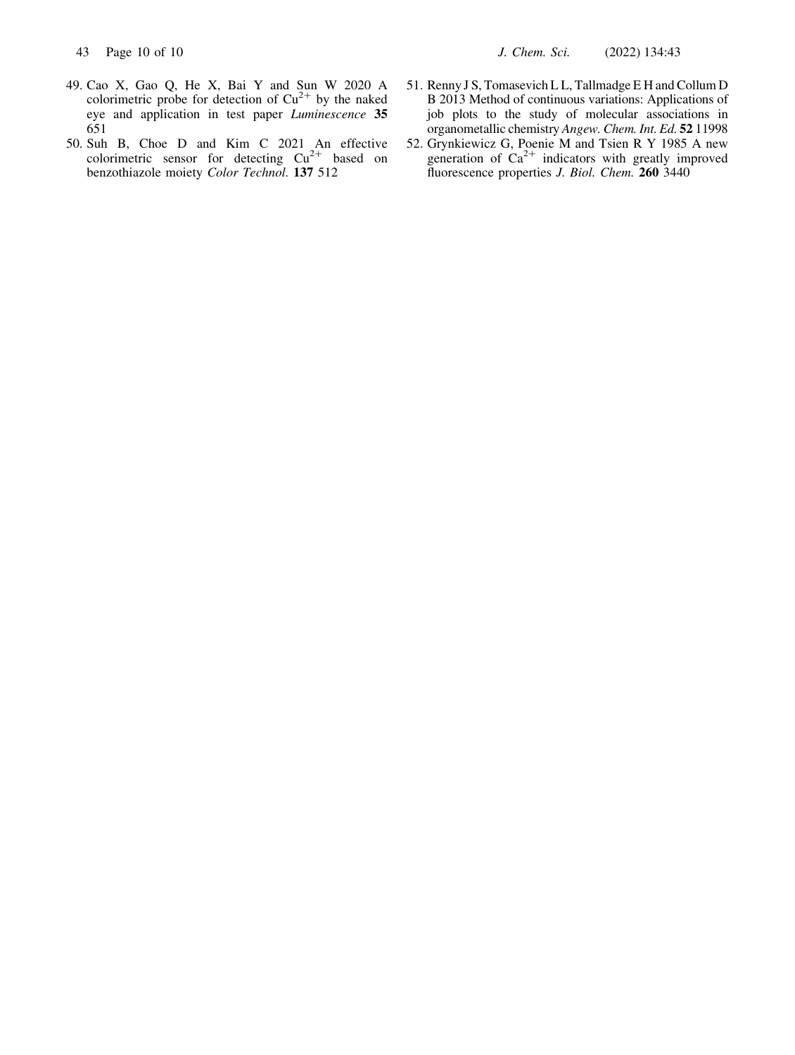49. Cao X, Gao Q, He X, Bai Y and Sun W 2020 A colorimetric probe for detection of $Cu^{2+}$ by the naked eye and application in test paper *Luminescence* **35** 651
50. Suh B, Choe D and Kim C 2021 An effective colorimetric sensor for detecting $Cu^{2+}$ based on benzothiazole moiety *Color Technol.* **137** 512
51. Renny J S, Tomasevich L L, Tallmadge E H and Collum D B 2013 Method of continuous variations: Applications of job plots to the study of molecular associations in organometallic chemistry *Angew. Chem. Int. Ed.* **52** 11998
52. Grynkiewicz G, Poenie M and Tsien R Y 1985 A new generation of $Ca^{2+}$ indicators with greatly improved fluorescence properties *J. Biol. Chem.* **260** 3440